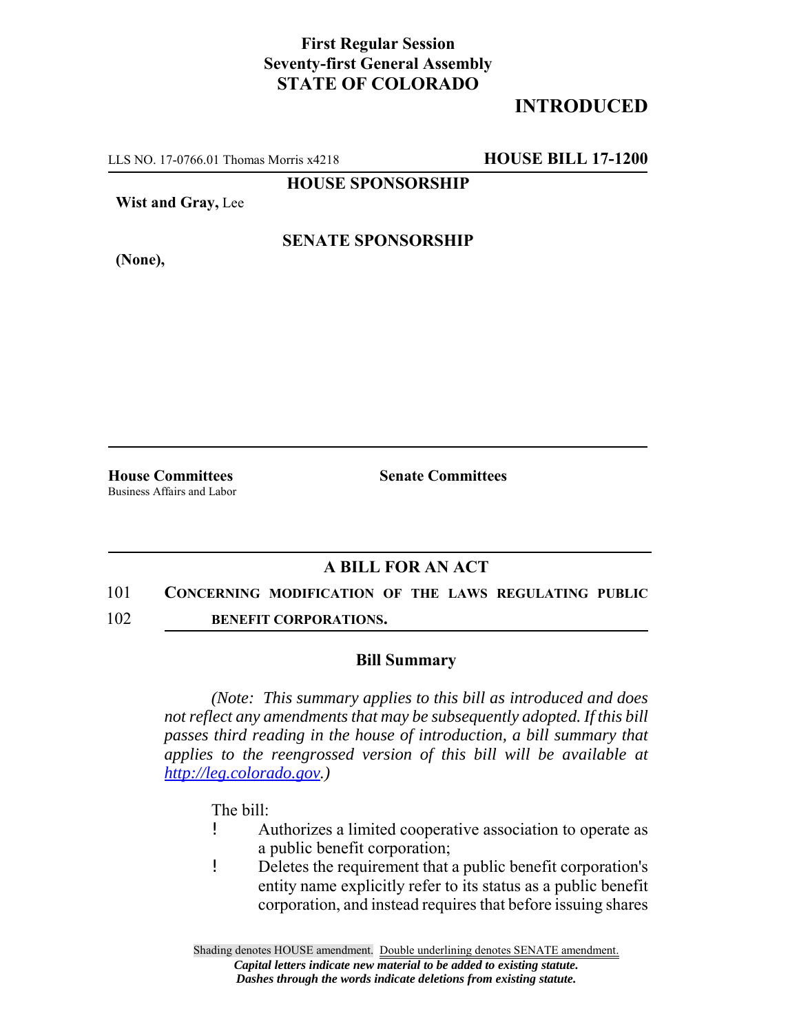**First Regular Session**
**Seventy-first General Assembly**
**STATE OF COLORADO**

# INTRODUCTED

LLS NO. 17-0766.01 Thomas Morris x4218 **HOUSE BILL 17-1200**

**HOUSE SPONSORSHIP**

**Wist and Gray,** Lee

**SENATE SPONSORSHIP**

**(None),**

**House Committees**
Business Affairs and Labor

**Senate Committees**

## A BILL FOR AN ACT

101 **CONCERNING MODIFICATION OF THE LAWS REGULATING PUBLIC**
102 **BENEFIT CORPORATIONS.**

### Bill Summary

*(Note: This summary applies to this bill as introduced and does not reflect any amendments that may be subsequently adopted. If this bill passes third reading in the house of introduction, a bill summary that applies to the reengrossed version of this bill will be available at http://leg.colorado.gov.)*

The bill:

- Authorizes a limited cooperative association to operate as a public benefit corporation;
- Deletes the requirement that a public benefit corporation's entity name explicitly refer to its status as a public benefit corporation, and instead requires that before issuing shares

Shading denotes HOUSE amendment. Double underlining denotes SENATE amendment.
*Capital letters indicate new material to be added to existing statute.*
*Dashes through the words indicate deletions from existing statute.*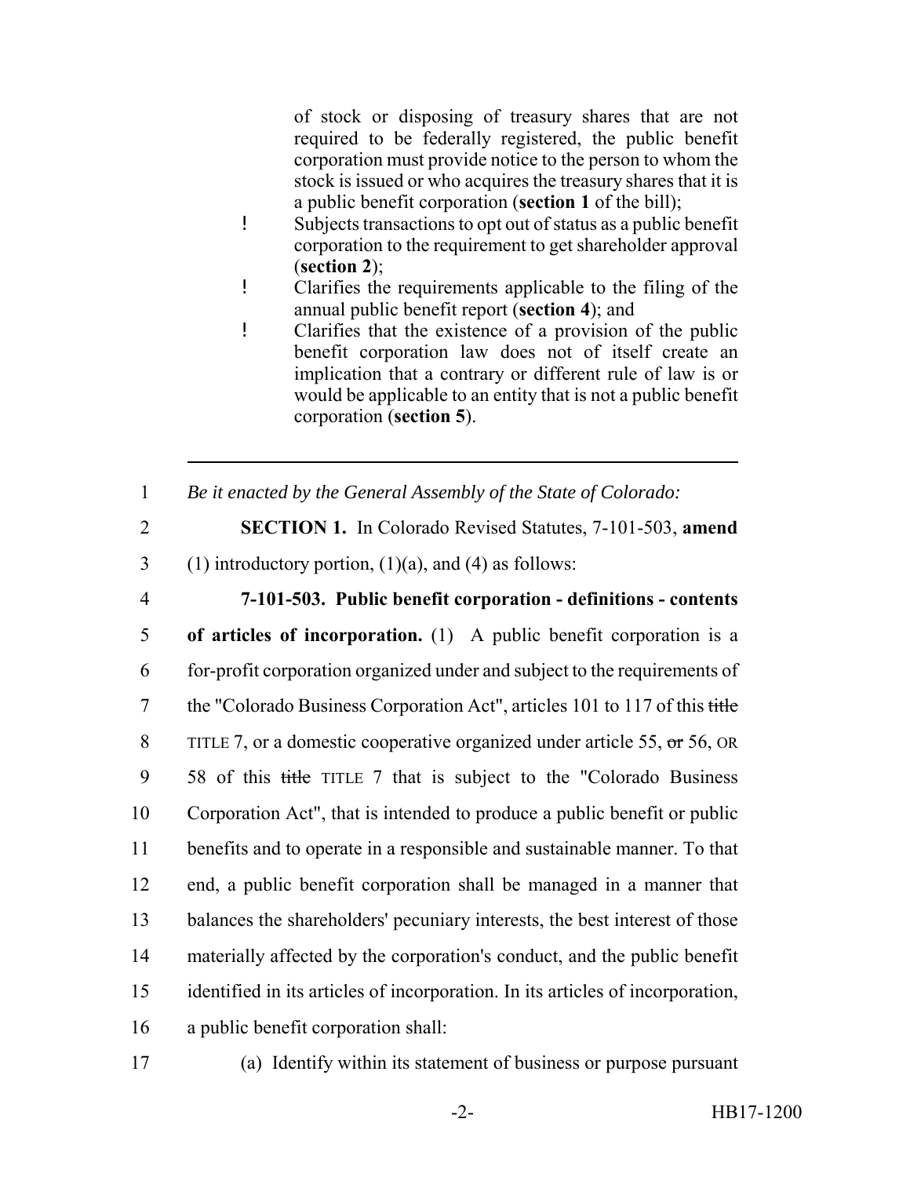of stock or disposing of treasury shares that are not required to be federally registered, the public benefit corporation must provide notice to the person to whom the stock is issued or who acquires the treasury shares that it is a public benefit corporation (**section 1** of the bill);

- Subjects transactions to opt out of status as a public benefit corporation to the requirement to get shareholder approval (**section 2**);
- Clarifies the requirements applicable to the filing of the annual public benefit report (**section 4**); and
- Clarifies that the existence of a provision of the public benefit corporation law does not of itself create an implication that a contrary or different rule of law is or would be applicable to an entity that is not a public benefit corporation (**section 5**).

---

1 *Be it enacted by the General Assembly of the State of Colorado:*

2 **SECTION 1.** In Colorado Revised Statutes, 7-101-503, **amend**

3 (1) introductory portion, (1)(a), and (4) as follows:

4 **7-101-503. Public benefit corporation - definitions - contents**

5 **of articles of incorporation.** (1) A public benefit corporation is a

6 for-profit corporation organized under and subject to the requirements of

7 the "Colorado Business Corporation Act", articles 101 to 117 of this ~~title~~

8 TITLE 7, or a domestic cooperative organized under article 55, ~~or~~ 56, OR

9 58 of this ~~title~~ TITLE 7 that is subject to the "Colorado Business

10 Corporation Act", that is intended to produce a public benefit or public

11 benefits and to operate in a responsible and sustainable manner. To that

12 end, a public benefit corporation shall be managed in a manner that

13 balances the shareholders' pecuniary interests, the best interest of those

14 materially affected by the corporation's conduct, and the public benefit

15 identified in its articles of incorporation. In its articles of incorporation,

16 a public benefit corporation shall:

17 (a) Identify within its statement of business or purpose pursuant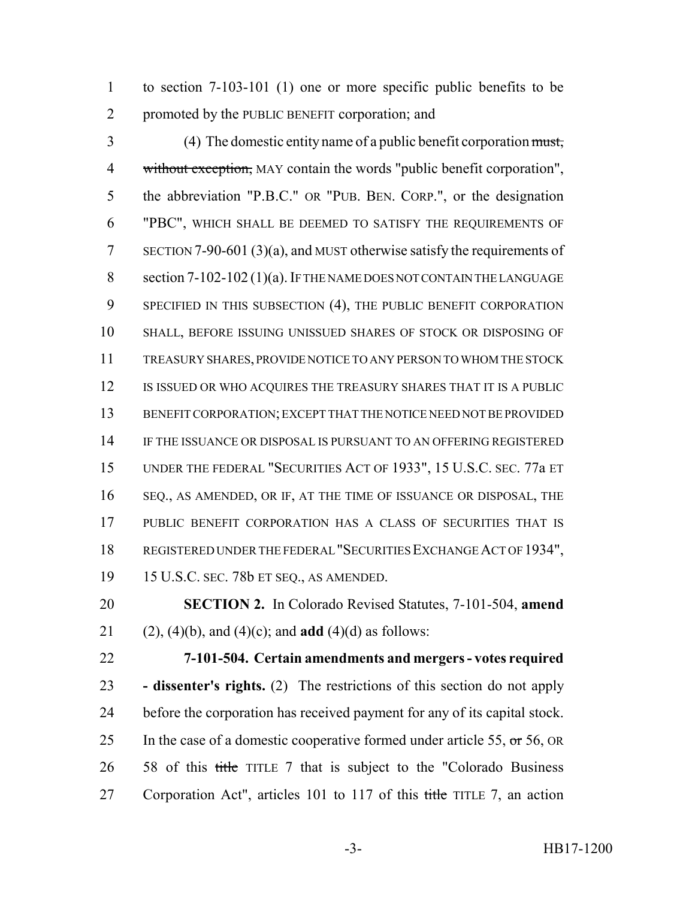to section 7-103-101 (1) one or more specific public benefits to be promoted by the PUBLIC BENEFIT corporation; and

(4) The domestic entity name of a public benefit corporation ~~must, without exception,~~ MAY contain the words "public benefit corporation", the abbreviation "P.B.C." OR "PUB. BEN. CORP.", or the designation "PBC", WHICH SHALL BE DEEMED TO SATISFY THE REQUIREMENTS OF SECTION 7-90-601 (3)(a), and MUST otherwise satisfy the requirements of section 7-102-102 (1)(a). IF THE NAME DOES NOT CONTAIN THE LANGUAGE SPECIFIED IN THIS SUBSECTION (4), THE PUBLIC BENEFIT CORPORATION SHALL, BEFORE ISSUING UNISSUED SHARES OF STOCK OR DISPOSING OF TREASURY SHARES, PROVIDE NOTICE TO ANY PERSON TO WHOM THE STOCK IS ISSUED OR WHO ACQUIRES THE TREASURY SHARES THAT IT IS A PUBLIC BENEFIT CORPORATION; EXCEPT THAT THE NOTICE NEED NOT BE PROVIDED IF THE ISSUANCE OR DISPOSAL IS PURSUANT TO AN OFFERING REGISTERED UNDER THE FEDERAL "SECURITIES ACT OF 1933", 15 U.S.C. SEC. 77a ET SEQ., AS AMENDED, OR IF, AT THE TIME OF ISSUANCE OR DISPOSAL, THE PUBLIC BENEFIT CORPORATION HAS A CLASS OF SECURITIES THAT IS REGISTERED UNDER THE FEDERAL "SECURITIES EXCHANGE ACT OF 1934", 15 U.S.C. SEC. 78b ET SEQ., AS AMENDED.

**SECTION 2.** In Colorado Revised Statutes, 7-101-504, **amend** (2), (4)(b), and (4)(c); and **add** (4)(d) as follows:

**7-101-504. Certain amendments and mergers - votes required - dissenter's rights.** (2) The restrictions of this section do not apply before the corporation has received payment for any of its capital stock. In the case of a domestic cooperative formed under article 55, ~~or~~ 56, OR 58 of this ~~title~~ TITLE 7 that is subject to the "Colorado Business Corporation Act", articles 101 to 117 of this ~~title~~ TITLE 7, an action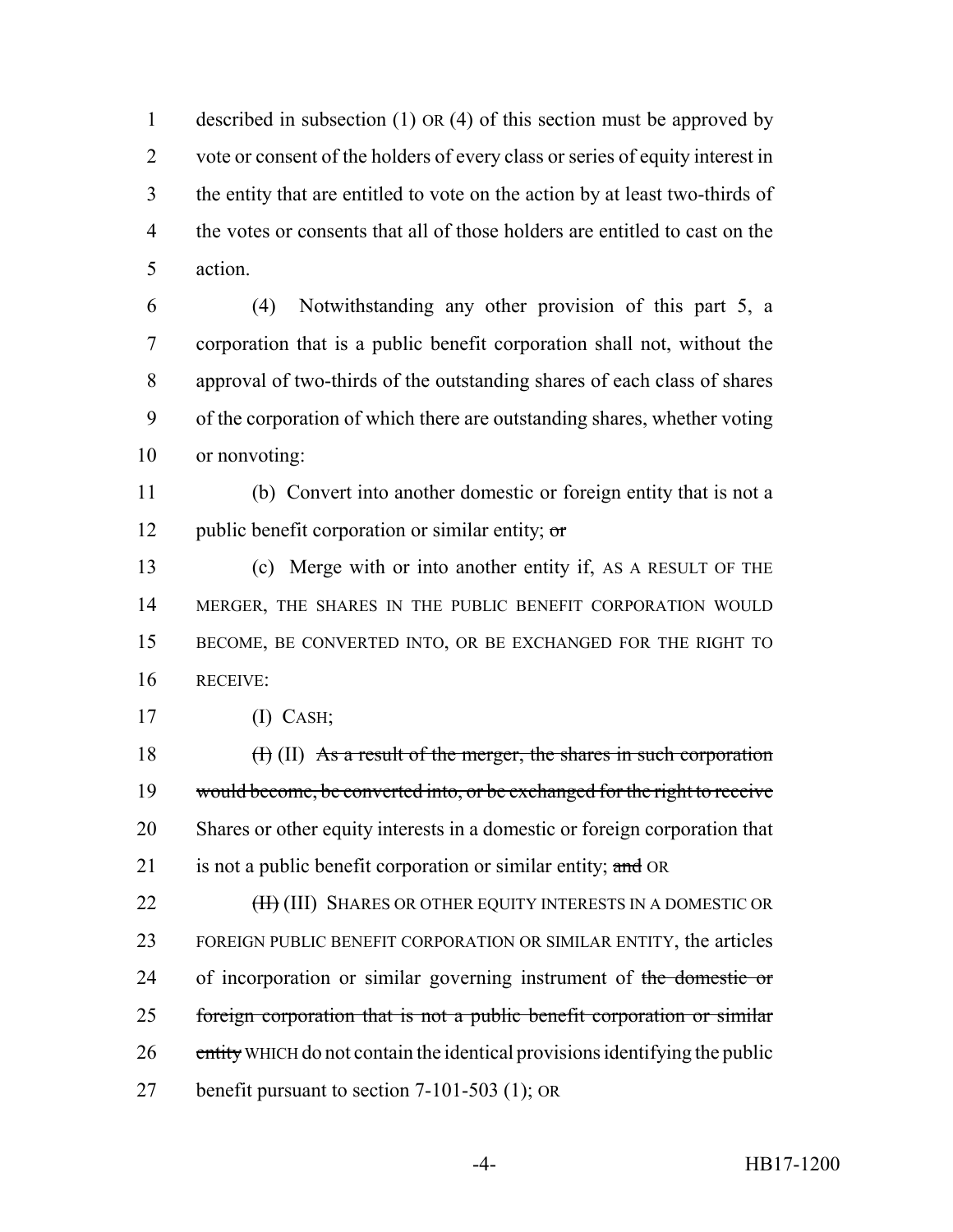described in subsection (1) OR (4) of this section must be approved by vote or consent of the holders of every class or series of equity interest in the entity that are entitled to vote on the action by at least two-thirds of the votes or consents that all of those holders are entitled to cast on the action.

(4) Notwithstanding any other provision of this part 5, a corporation that is a public benefit corporation shall not, without the approval of two-thirds of the outstanding shares of each class of shares of the corporation of which there are outstanding shares, whether voting or nonvoting:

(b) Convert into another domestic or foreign entity that is not a public benefit corporation or similar entity; ~~or~~

(c) Merge with or into another entity if, AS A RESULT OF THE MERGER, THE SHARES IN THE PUBLIC BENEFIT CORPORATION WOULD BECOME, BE CONVERTED INTO, OR BE EXCHANGED FOR THE RIGHT TO RECEIVE:

(I) CASH;

~~(I)~~ (II) ~~As a result of the merger, the shares in such corporation would become, be converted into, or be exchanged for the right to receive~~ Shares or other equity interests in a domestic or foreign corporation that is not a public benefit corporation or similar entity; ~~and~~ OR

~~(II)~~ (III) SHARES OR OTHER EQUITY INTERESTS IN A DOMESTIC OR FOREIGN PUBLIC BENEFIT CORPORATION OR SIMILAR ENTITY, the articles of incorporation or similar governing instrument of ~~the domestic or foreign corporation that is not a public benefit corporation or similar entity~~ WHICH do not contain the identical provisions identifying the public benefit pursuant to section 7-101-503 (1); OR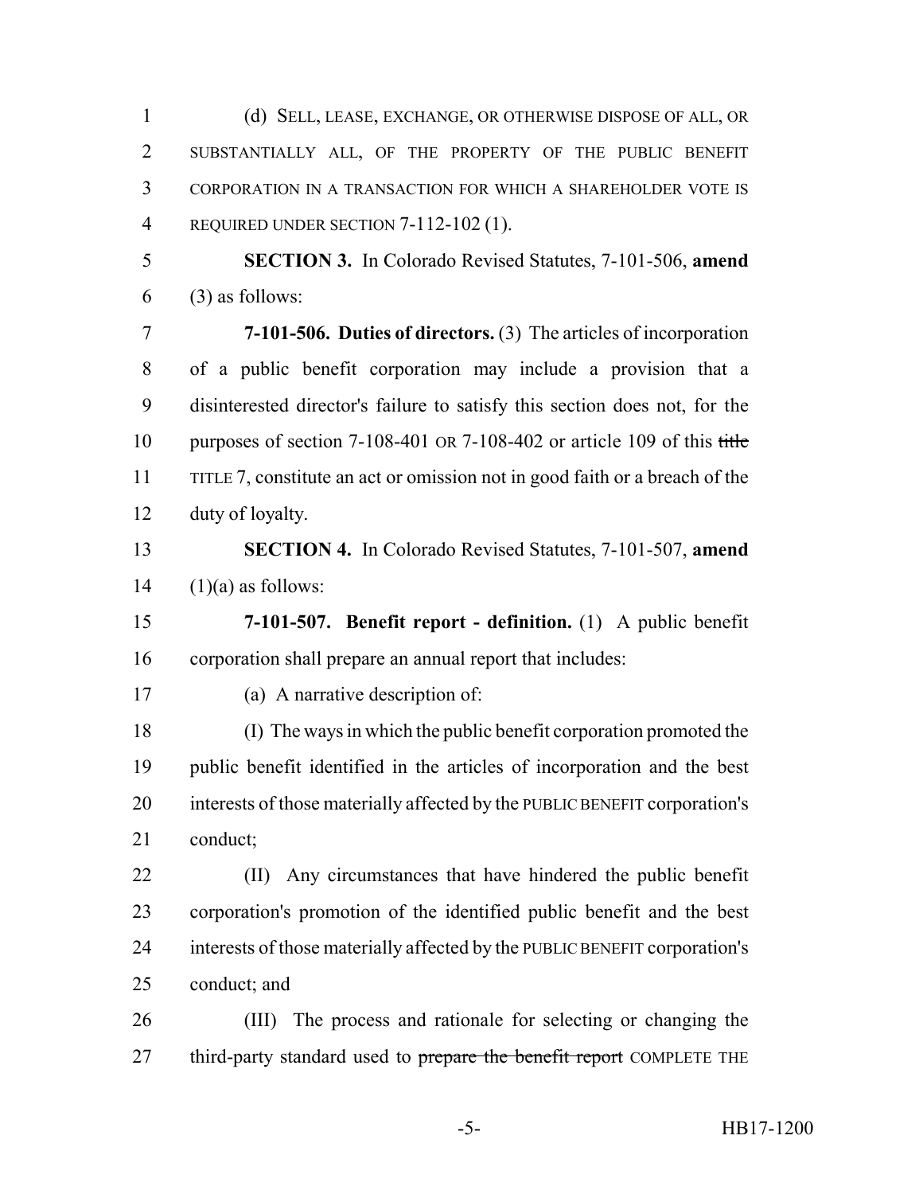(d) SELL, LEASE, EXCHANGE, OR OTHERWISE DISPOSE OF ALL, OR SUBSTANTIALLY ALL, OF THE PROPERTY OF THE PUBLIC BENEFIT CORPORATION IN A TRANSACTION FOR WHICH A SHAREHOLDER VOTE IS REQUIRED UNDER SECTION 7-112-102 (1).

**SECTION 3.** In Colorado Revised Statutes, 7-101-506, **amend** (3) as follows:

**7-101-506. Duties of directors.** (3) The articles of incorporation of a public benefit corporation may include a provision that a disinterested director's failure to satisfy this section does not, for the purposes of section 7-108-401 OR 7-108-402 or article 109 of this ~~title~~ TITLE 7, constitute an act or omission not in good faith or a breach of the duty of loyalty.

**SECTION 4.** In Colorado Revised Statutes, 7-101-507, **amend** (1)(a) as follows:

**7-101-507. Benefit report - definition.** (1) A public benefit corporation shall prepare an annual report that includes:

(a) A narrative description of:

(I) The ways in which the public benefit corporation promoted the public benefit identified in the articles of incorporation and the best interests of those materially affected by the PUBLIC BENEFIT corporation's conduct;

(II) Any circumstances that have hindered the public benefit corporation's promotion of the identified public benefit and the best interests of those materially affected by the PUBLIC BENEFIT corporation's conduct; and

(III) The process and rationale for selecting or changing the third-party standard used to ~~prepare the benefit report~~ COMPLETE THE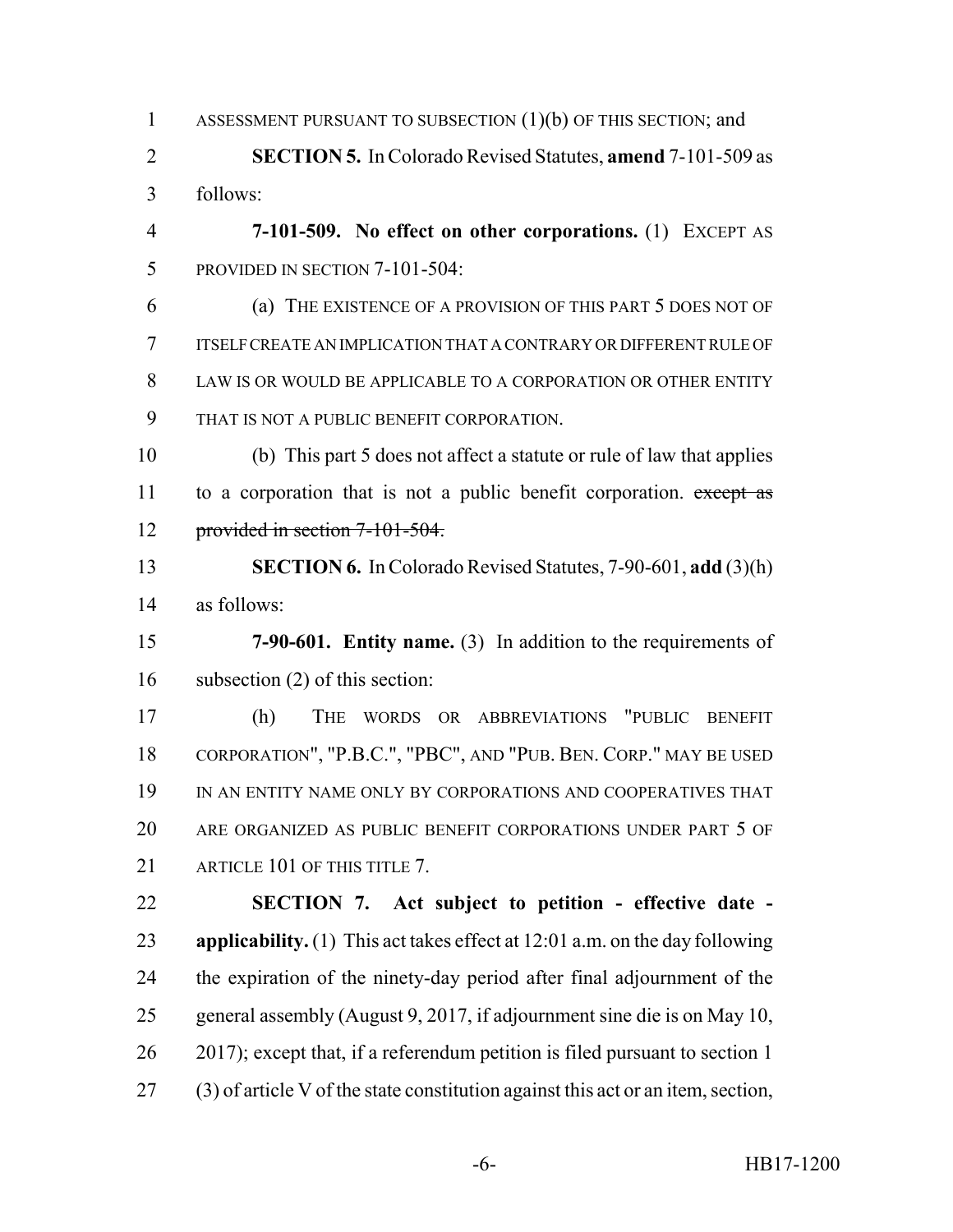ASSESSMENT PURSUANT TO SUBSECTION (1)(b) OF THIS SECTION; and

**SECTION 5.** In Colorado Revised Statutes, **amend** 7-101-509 as follows:

**7-101-509. No effect on other corporations.** (1) EXCEPT AS PROVIDED IN SECTION 7-101-504:

(a) THE EXISTENCE OF A PROVISION OF THIS PART 5 DOES NOT OF ITSELF CREATE AN IMPLICATION THAT A CONTRARY OR DIFFERENT RULE OF LAW IS OR WOULD BE APPLICABLE TO A CORPORATION OR OTHER ENTITY THAT IS NOT A PUBLIC BENEFIT CORPORATION.

(b) This part 5 does not affect a statute or rule of law that applies to a corporation that is not a public benefit corporation. ~~except as provided in section 7-101-504.~~

**SECTION 6.** In Colorado Revised Statutes, 7-90-601, **add** (3)(h) as follows:

**7-90-601. Entity name.** (3) In addition to the requirements of subsection (2) of this section:

(h) THE WORDS OR ABBREVIATIONS "PUBLIC BENEFIT CORPORATION", "P.B.C.", "PBC", AND "PUB. BEN. CORP." MAY BE USED IN AN ENTITY NAME ONLY BY CORPORATIONS AND COOPERATIVES THAT ARE ORGANIZED AS PUBLIC BENEFIT CORPORATIONS UNDER PART 5 OF ARTICLE 101 OF THIS TITLE 7.

**SECTION 7. Act subject to petition - effective date - applicability.** (1) This act takes effect at 12:01 a.m. on the day following the expiration of the ninety-day period after final adjournment of the general assembly (August 9, 2017, if adjournment sine die is on May 10, 2017); except that, if a referendum petition is filed pursuant to section 1 (3) of article V of the state constitution against this act or an item, section,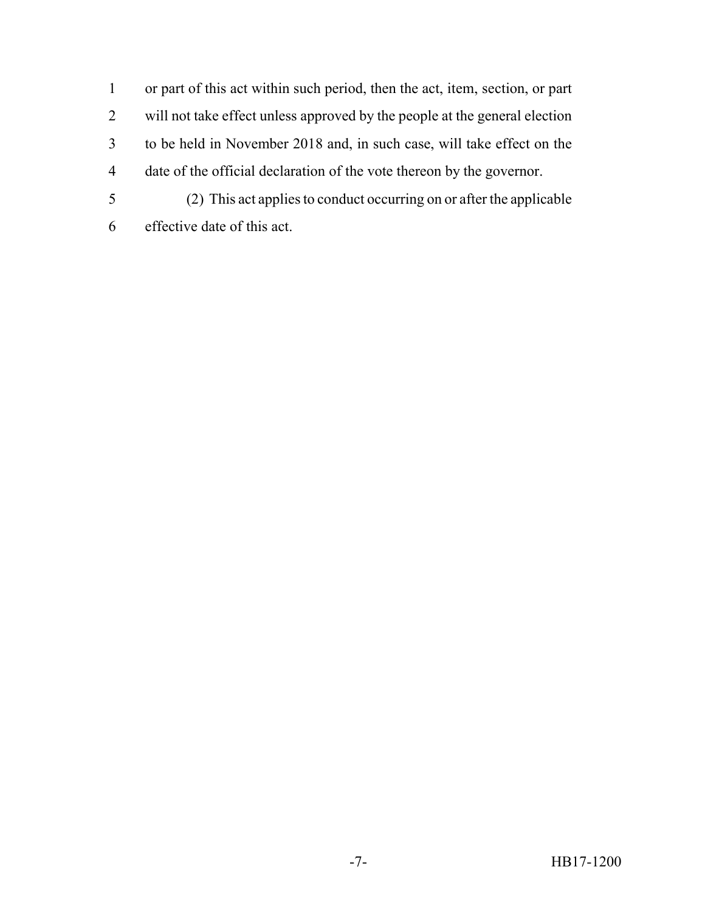or part of this act within such period, then the act, item, section, or part will not take effect unless approved by the people at the general election to be held in November 2018 and, in such case, will take effect on the date of the official declaration of the vote thereon by the governor.

(2) This act applies to conduct occurring on or after the applicable effective date of this act.